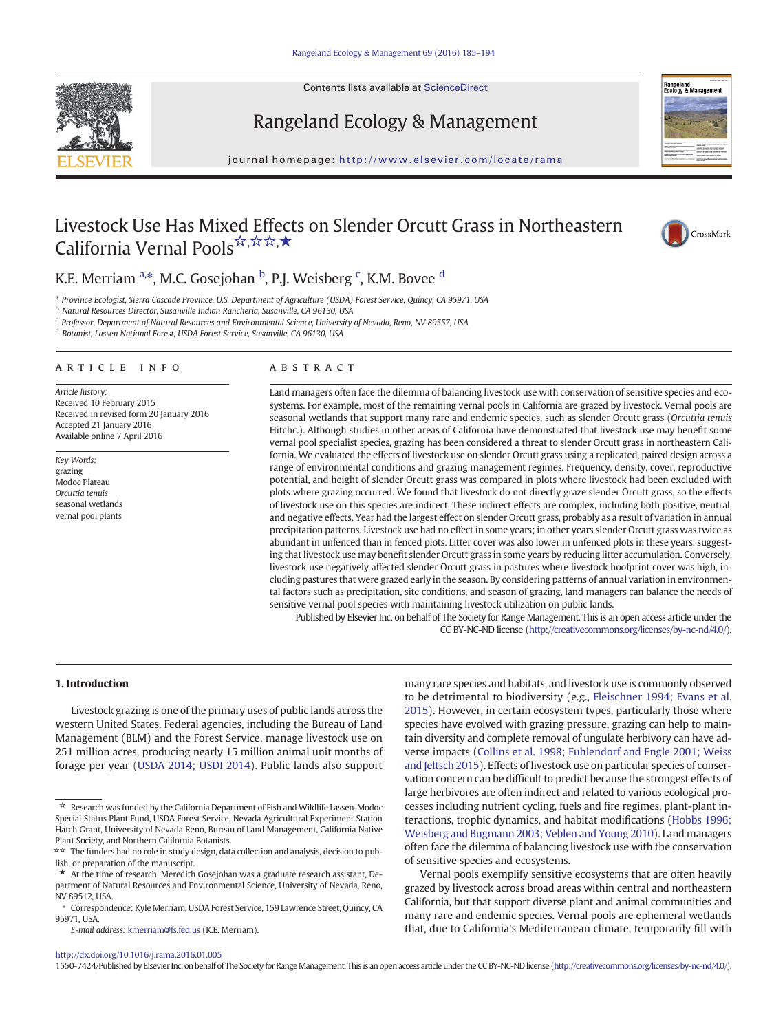# Livestock Use Has Mixed Effects on Slender Orcutt Grass in Northeastern California Vernal Pools[☆,☆☆,★]

K.E. Merriam [a,*], M.C. Gosejohan [b], P.J. Weisberg [c], K.M. Bovee [d]

[a] Province Ecologist, Sierra Cascade Province, U.S. Department of Agriculture (USDA) Forest Service, Quincy, CA 95971, USA
[b] Natural Resources Director, Susanville Indian Rancheria, Susanville, CA 96130, USA
[c] Professor, Department of Natural Resources and Environmental Science, University of Nevada, Reno, NV 89557, USA
[d] Botanist, Lassen National Forest, USDA Forest Service, Susanville, CA 96130, USA

## ARTICLE INFO

*Article history:*
Received 10 February 2015
Received in revised form 20 January 2016
Accepted 21 January 2016
Available online 7 April 2016

*Key Words:*
grazing
Modoc Plateau
*Orcuttia tenuis*
seasonal wetlands
vernal pool plants

## ABSTRACT

Land managers often face the dilemma of balancing livestock use with conservation of sensitive species and ecosystems. For example, most of the remaining vernal pools in California are grazed by livestock. Vernal pools are seasonal wetlands that support many rare and endemic species, such as slender Orcutt grass (*Orcuttia tenuis* Hitchc.). Although studies in other areas of California have demonstrated that livestock use may benefit some vernal pool specialist species, grazing has been considered a threat to slender Orcutt grass in northeastern California. We evaluated the effects of livestock use on slender Orcutt grass using a replicated, paired design across a range of environmental conditions and grazing management regimes. Frequency, density, cover, reproductive potential, and height of slender Orcutt grass was compared in plots where livestock had been excluded with plots where grazing occurred. We found that livestock do not directly graze slender Orcutt grass, so the effects of livestock use on this species are indirect. These indirect effects are complex, including both positive, neutral, and negative effects. Year had the largest effect on slender Orcutt grass, probably as a result of variation in annual precipitation patterns. Livestock use had no effect in some years; in other years slender Orcutt grass was twice as abundant in unfenced than in fenced plots. Litter cover was also lower in unfenced plots in these years, suggesting that livestock use may benefit slender Orcutt grass in some years by reducing litter accumulation. Conversely, livestock use negatively affected slender Orcutt grass in pastures where livestock hoofprint cover was high, including pastures that were grazed early in the season. By considering patterns of annual variation in environmental factors such as precipitation, site conditions, and season of grazing, land managers can balance the needs of sensitive vernal pool species with maintaining livestock utilization on public lands.

Published by Elsevier Inc. on behalf of The Society for Range Management. This is an open access article under the CC BY-NC-ND license (http://creativecommons.org/licenses/by-nc-nd/4.0/).

## 1. Introduction

Livestock grazing is one of the primary uses of public lands across the western United States. Federal agencies, including the Bureau of Land Management (BLM) and the Forest Service, manage livestock use on 251 million acres, producing nearly 15 million animal unit months of forage per year (USDA 2014; USDI 2014). Public lands also support many rare species and habitats, and livestock use is commonly observed to be detrimental to biodiversity (e.g., Fleischner 1994; Evans et al. 2015). However, in certain ecosystem types, particularly those where species have evolved with grazing pressure, grazing can help to maintain diversity and complete removal of ungulate herbivory can have adverse impacts (Collins et al. 1998; Fuhlendorf and Engle 2001; Weiss and Jeltsch 2015). Effects of livestock use on particular species of conservation concern can be difficult to predict because the strongest effects of large herbivores are often indirect and related to various ecological processes including nutrient cycling, fuels and fire regimes, plant-plant interactions, trophic dynamics, and habitat modifications (Hobbs 1996; Weisberg and Bugmann 2003; Veblen and Young 2010). Land managers often face the dilemma of balancing livestock use with the conservation of sensitive species and ecosystems.

Vernal pools exemplify sensitive ecosystems that are often heavily grazed by livestock across broad areas within central and northeastern California, but that support diverse plant and animal communities and many rare and endemic species. Vernal pools are ephemeral wetlands that, due to California's Mediterranean climate, temporarily fill with

---

☆ Research was funded by the California Department of Fish and Wildlife Lassen-Modoc Special Status Plant Fund, USDA Forest Service, Nevada Agricultural Experiment Station Hatch Grant, University of Nevada Reno, Bureau of Land Management, California Native Plant Society, and Northern California Botanists.

☆☆ The funders had no role in study design, data collection and analysis, decision to publish, or preparation of the manuscript.

★ At the time of research, Meredith Gosejohan was a graduate research assistant, Department of Natural Resources and Environmental Science, University of Nevada, Reno, NV 89512, USA.

\* Correspondence: Kyle Merriam, USDA Forest Service, 159 Lawrence Street, Quincy, CA 95971, USA.

*E-mail address:* kmerriam@fs.fed.us (K.E. Merriam).

http://dx.doi.org/10.1016/j.rama.2016.01.005
1550-7424/Published by Elsevier Inc. on behalf of The Society for Range Management. This is an open access article under the CC BY-NC-ND license (http://creativecommons.org/licenses/by-nc-nd/4.0/).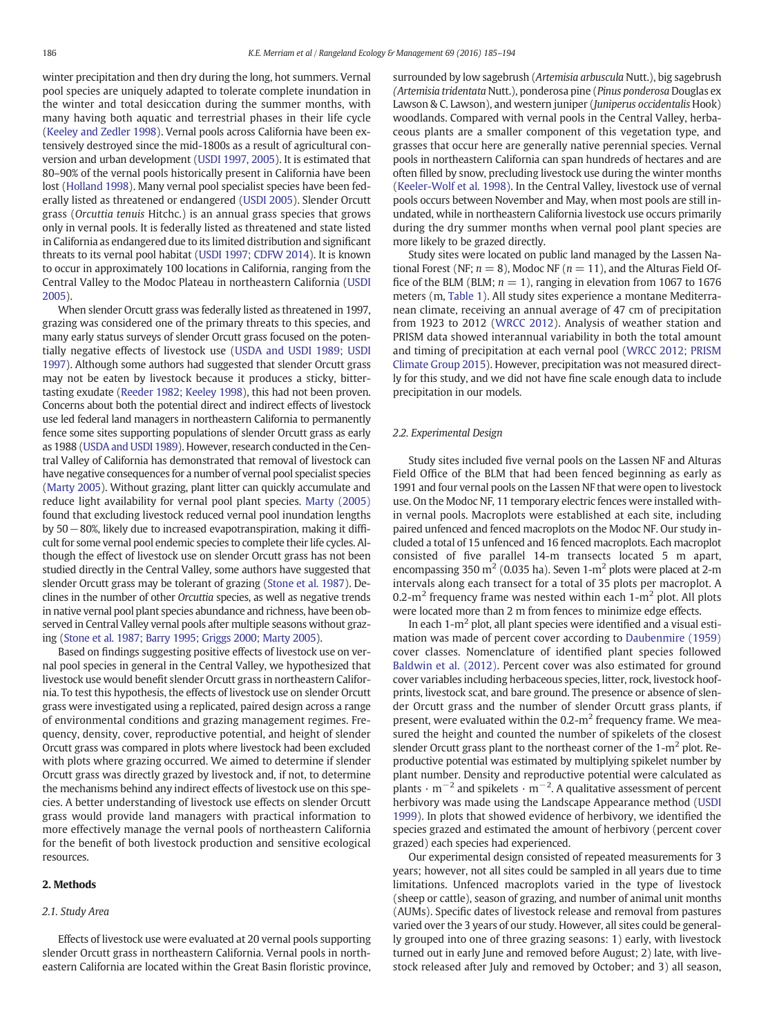winter precipitation and then dry during the long, hot summers. Vernal pool species are uniquely adapted to tolerate complete inundation in the winter and total desiccation during the summer months, with many having both aquatic and terrestrial phases in their life cycle (Keeley and Zedler 1998). Vernal pools across California have been extensively destroyed since the mid-1800s as a result of agricultural conversion and urban development (USDI 1997, 2005). It is estimated that 80–90% of the vernal pools historically present in California have been lost (Holland 1998). Many vernal pool specialist species have been federally listed as threatened or endangered (USDI 2005). Slender Orcutt grass (*Orcuttia tenuis* Hitchc.) is an annual grass species that grows only in vernal pools. It is federally listed as threatened and state listed in California as endangered due to its limited distribution and significant threats to its vernal pool habitat (USDI 1997; CDFW 2014). It is known to occur in approximately 100 locations in California, ranging from the Central Valley to the Modoc Plateau in northeastern California (USDI 2005).

When slender Orcutt grass was federally listed as threatened in 1997, grazing was considered one of the primary threats to this species, and many early status surveys of slender Orcutt grass focused on the potentially negative effects of livestock use (USDA and USDI 1989; USDI 1997). Although some authors had suggested that slender Orcutt grass may not be eaten by livestock because it produces a sticky, bitter-tasting exudate (Reeder 1982; Keeley 1998), this had not been proven. Concerns about both the potential direct and indirect effects of livestock use led federal land managers in northeastern California to permanently fence some sites supporting populations of slender Orcutt grass as early as 1988 (USDA and USDI 1989). However, research conducted in the Central Valley of California has demonstrated that removal of livestock can have negative consequences for a number of vernal pool specialist species (Marty 2005). Without grazing, plant litter can quickly accumulate and reduce light availability for vernal pool plant species. Marty (2005) found that excluding livestock reduced vernal pool inundation lengths by 50 − 80%, likely due to increased evapotranspiration, making it difficult for some vernal pool endemic species to complete their life cycles. Although the effect of livestock use on slender Orcutt grass has not been studied directly in the Central Valley, some authors have suggested that slender Orcutt grass may be tolerant of grazing (Stone et al. 1987). Declines in the number of other *Orcuttia* species, as well as negative trends in native vernal pool plant species abundance and richness, have been observed in Central Valley vernal pools after multiple seasons without grazing (Stone et al. 1987; Barry 1995; Griggs 2000; Marty 2005).

Based on findings suggesting positive effects of livestock use on vernal pool species in general in the Central Valley, we hypothesized that livestock use would benefit slender Orcutt grass in northeastern California. To test this hypothesis, the effects of livestock use on slender Orcutt grass were investigated using a replicated, paired design across a range of environmental conditions and grazing management regimes. Frequency, density, cover, reproductive potential, and height of slender Orcutt grass was compared in plots where livestock had been excluded with plots where grazing occurred. We aimed to determine if slender Orcutt grass was directly grazed by livestock and, if not, to determine the mechanisms behind any indirect effects of livestock use on this species. A better understanding of livestock use effects on slender Orcutt grass would provide land managers with practical information to more effectively manage the vernal pools of northeastern California for the benefit of both livestock production and sensitive ecological resources.

## 2. Methods

### 2.1. Study Area

Effects of livestock use were evaluated at 20 vernal pools supporting slender Orcutt grass in northeastern California. Vernal pools in northeastern California are located within the Great Basin floristic province, surrounded by low sagebrush (*Artemisia arbuscula* Nutt.), big sagebrush (*Artemisia tridentata* Nutt.), ponderosa pine (*Pinus ponderosa* Douglas ex Lawson & C. Lawson), and western juniper (*Juniperus occidentalis* Hook) woodlands. Compared with vernal pools in the Central Valley, herbaceous plants are a smaller component of this vegetation type, and grasses that occur here are generally native perennial species. Vernal pools in northeastern California can span hundreds of hectares and are often filled by snow, precluding livestock use during the winter months (Keeler-Wolf et al. 1998). In the Central Valley, livestock use of vernal pools occurs between November and May, when most pools are still inundated, while in northeastern California livestock use occurs primarily during the dry summer months when vernal pool plant species are more likely to be grazed directly.

Study sites were located on public land managed by the Lassen National Forest (NF; $n = 8$), Modoc NF ($n = 11$), and the Alturas Field Office of the BLM (BLM; $n = 1$), ranging in elevation from 1067 to 1676 meters (m, Table 1). All study sites experience a montane Mediterranean climate, receiving an annual average of 47 cm of precipitation from 1923 to 2012 (WRCC 2012). Analysis of weather station and PRISM data showed interannual variability in both the total amount and timing of precipitation at each vernal pool (WRCC 2012; PRISM Climate Group 2015). However, precipitation was not measured directly for this study, and we did not have fine scale enough data to include precipitation in our models.

### 2.2. Experimental Design

Study sites included five vernal pools on the Lassen NF and Alturas Field Office of the BLM that had been fenced beginning as early as 1991 and four vernal pools on the Lassen NF that were open to livestock use. On the Modoc NF, 11 temporary electric fences were installed within vernal pools. Macroplots were established at each site, including paired unfenced and fenced macroplots on the Modoc NF. Our study included a total of 15 unfenced and 16 fenced macroplots. Each macroplot consisted of five parallel 14-m transects located 5 m apart, encompassing 350 $m^2$ (0.035 ha). Seven 1-$m^2$ plots were placed at 2-m intervals along each transect for a total of 35 plots per macroplot. A 0.2-$m^2$ frequency frame was nested within each 1-$m^2$ plot. All plots were located more than 2 m from fences to minimize edge effects.

In each 1-$m^2$ plot, all plant species were identified and a visual estimation was made of percent cover according to Daubenmire (1959) cover classes. Nomenclature of identified plant species followed Baldwin et al. (2012). Percent cover was also estimated for ground cover variables including herbaceous species, litter, rock, livestock hoofprints, livestock scat, and bare ground. The presence or absence of slender Orcutt grass and the number of slender Orcutt grass plants, if present, were evaluated within the 0.2-$m^2$ frequency frame. We measured the height and counted the number of spikelets of the closest slender Orcutt grass plant to the northeast corner of the 1-$m^2$ plot. Reproductive potential was estimated by multiplying spikelet number by plant number. Density and reproductive potential were calculated as plants $\cdot$ $m^{-2}$ and spikelets $\cdot$ $m^{-2}$. A qualitative assessment of percent herbivory was made using the Landscape Appearance method (USDI 1999). In plots that showed evidence of herbivory, we identified the species grazed and estimated the amount of herbivory (percent cover grazed) each species had experienced.

Our experimental design consisted of repeated measurements for 3 years; however, not all sites could be sampled in all years due to time limitations. Unfenced macroplots varied in the type of livestock (sheep or cattle), season of grazing, and number of animal unit months (AUMs). Specific dates of livestock release and removal from pastures varied over the 3 years of our study. However, all sites could be generally grouped into one of three grazing seasons: 1) early, with livestock turned out in early June and removed before August; 2) late, with livestock released after July and removed by October; and 3) all season,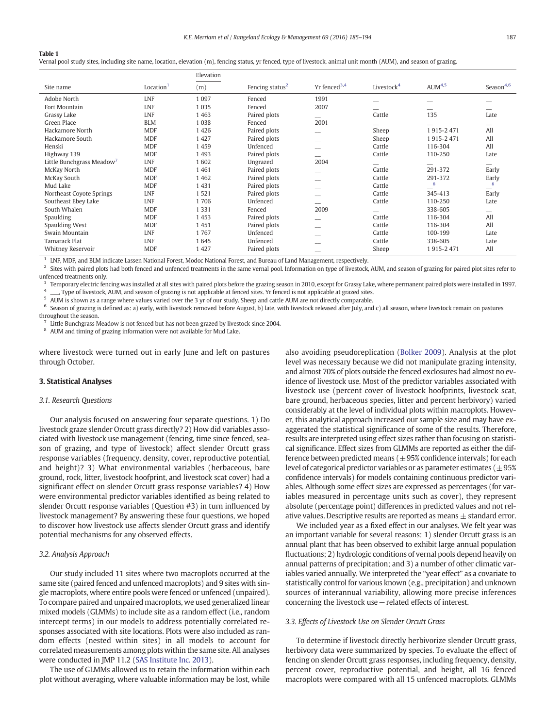**Table 1**
Vernal pool study sites, including site name, location, elevation (m), fencing status, yr fenced, type of livestock, animal unit month (AUM), and season of grazing.

| Site name | Location[1] | Elevation (m) | Fencing status[2] | Yr fenced[3,4] | Livestock[4] | AUM[4,5] | Season[4,6] |
|---|---|---|---|---|---|---|---|
| Adobe North | LNF | 1 097 | Fenced | 1991 | — | — | — |
| Fort Mountain | LNF | 1 035 | Fenced | 2007 | — | — | — |
| Grassy Lake | LNF | 1 463 | Paired plots | — | Cattle | 135 | Late |
| Green Place | BLM | 1 038 | Fenced | 2001 | — | — | — |
| Hackamore North | MDF | 1 426 | Paired plots | — | Sheep | 1 915-2 471 | All |
| Hackamore South | MDF | 1 427 | Paired plots | — | Sheep | 1 915-2 471 | All |
| Henski | MDF | 1 459 | Unfenced | — | Cattle | 116-304 | All |
| Highway 139 | MDF | 1 493 | Paired plots | — | Cattle | 110-250 | Late |
| Little Bunchgrass Meadow[7] | LNF | 1 602 | Ungrazed | 2004 | — | — | — |
| McKay North | MDF | 1 461 | Paired plots | — | Cattle | 291-372 | Early |
| McKay South | MDF | 1 462 | Paired plots | — | Cattle | 291-372 | Early |
| Mud Lake | MDF | 1 431 | Paired plots | — | Cattle | —[8] | —[8] |
| Northeast Coyote Springs | LNF | 1 521 | Paired plots | — | Cattle | 345-413 | Early |
| Southeast Ebey Lake | LNF | 1 706 | Unfenced | — | Cattle | 110-250 | Late |
| South Whalen | MDF | 1 331 | Fenced | 2009 | — | 338-605 | — |
| Spaulding | MDF | 1 453 | Paired plots | — | Cattle | 116-304 | All |
| Spaulding West | MDF | 1 451 | Paired plots | — | Cattle | 116-304 | All |
| Swain Mountain | LNF | 1 767 | Unfenced | — | Cattle | 100-199 | Late |
| Tamarack Flat | LNF | 1 645 | Unfenced | — | Cattle | 338-605 | Late |
| Whitney Reservoir | MDF | 1 427 | Paired plots | — | Sheep | 1 915-2 471 | All |

[1] LNF, MDF, and BLM indicate Lassen National Forest, Modoc National Forest, and Bureau of Land Management, respectively.
[2] Sites with paired plots had both fenced and unfenced treatments in the same vernal pool. Information on type of livestock, AUM, and season of grazing for paired plot sites refer to unfenced treatments only.
[3] Temporary electric fencing was installed at all sites with paired plots before the grazing season in 2010, except for Grassy Lake, where permanent paired plots were installed in 1997.
[4] ___, Type of livestock, AUM, and season of grazing is not applicable at fenced sites. Yr fenced is not applicable at grazed sites.
[5] AUM is shown as a range where values varied over the 3 yr of our study. Sheep and cattle AUM are not directly comparable.
[6] Season of grazing is defined as: a) early, with livestock removed before August, b) late, with livestock released after July, and c) all season, where livestock remain on pastures throughout the season.
[7] Little Bunchgrass Meadow is not fenced but has not been grazed by livestock since 2004.
[8] AUM and timing of grazing information were not available for Mud Lake.

where livestock were turned out in early June and left on pastures through October.

## 3. Statistical Analyses

### 3.1. Research Questions

Our analysis focused on answering four separate questions. 1) Do livestock graze slender Orcutt grass directly? 2) How did variables associated with livestock use management (fencing, time since fenced, season of grazing, and type of livestock) affect slender Orcutt grass response variables (frequency, density, cover, reproductive potential, and height)? 3) What environmental variables (herbaceous, bare ground, rock, litter, livestock hoofprint, and livestock scat cover) had a significant effect on slender Orcutt grass response variables? 4) How were environmental predictor variables identified as being related to slender Orcutt response variables (Question #3) in turn influenced by livestock management? By answering these four questions, we hoped to discover how livestock use affects slender Orcutt grass and identify potential mechanisms for any observed effects.

### 3.2. Analysis Approach

Our study included 11 sites where two macroplots occurred at the same site (paired fenced and unfenced macroplots) and 9 sites with single macroplots, where entire pools were fenced or unfenced (unpaired). To compare paired and unpaired macroplots, we used generalized linear mixed models (GLMMs) to include site as a random effect (i.e., random intercept terms) in our models to address potentially correlated responses associated with site locations. Plots were also included as random effects (nested within sites) in all models to account for correlated measurements among plots within the same site. All analyses were conducted in JMP 11.2 (SAS Institute Inc. 2013).

The use of GLMMs allowed us to retain the information within each plot without averaging, where valuable information may be lost, while also avoiding pseudoreplication (Bolker 2009). Analysis at the plot level was necessary because we did not manipulate grazing intensity, and almost 70% of plots outside the fenced exclosures had almost no evidence of livestock use. Most of the predictor variables associated with livestock use (percent cover of livestock hoofprints, livestock scat, bare ground, herbaceous species, litter and percent herbivory) varied considerably at the level of individual plots within macroplots. However, this analytical approach increased our sample size and may have exaggerated the statistical significance of some of the results. Therefore, results are interpreted using effect sizes rather than focusing on statistical significance. Effect sizes from GLMMs are reported as either the difference between predicted means (±95% confidence intervals) for each level of categorical predictor variables or as parameter estimates (±95% confidence intervals) for models containing continuous predictor variables. Although some effect sizes are expressed as percentages (for variables measured in percentage units such as cover), they represent absolute (percentage point) differences in predicted values and not relative values. Descriptive results are reported as means ± standard error.

We included year as a fixed effect in our analyses. We felt year was an important variable for several reasons: 1) slender Orcutt grass is an annual plant that has been observed to exhibit large annual population fluctuations; 2) hydrologic conditions of vernal pools depend heavily on annual patterns of precipitation; and 3) a number of other climatic variables varied annually. We interpreted the "year effect" as a covariate to statistically control for various known (e.g., precipitation) and unknown sources of interannual variability, allowing more precise inferences concerning the livestock use − related effects of interest.

### 3.3. Effects of Livestock Use on Slender Orcutt Grass

To determine if livestock directly herbivorize slender Orcutt grass, herbivory data were summarized by species. To evaluate the effect of fencing on slender Orcutt grass responses, including frequency, density, percent cover, reproductive potential, and height, all 16 fenced macroplots were compared with all 15 unfenced macroplots. GLMMs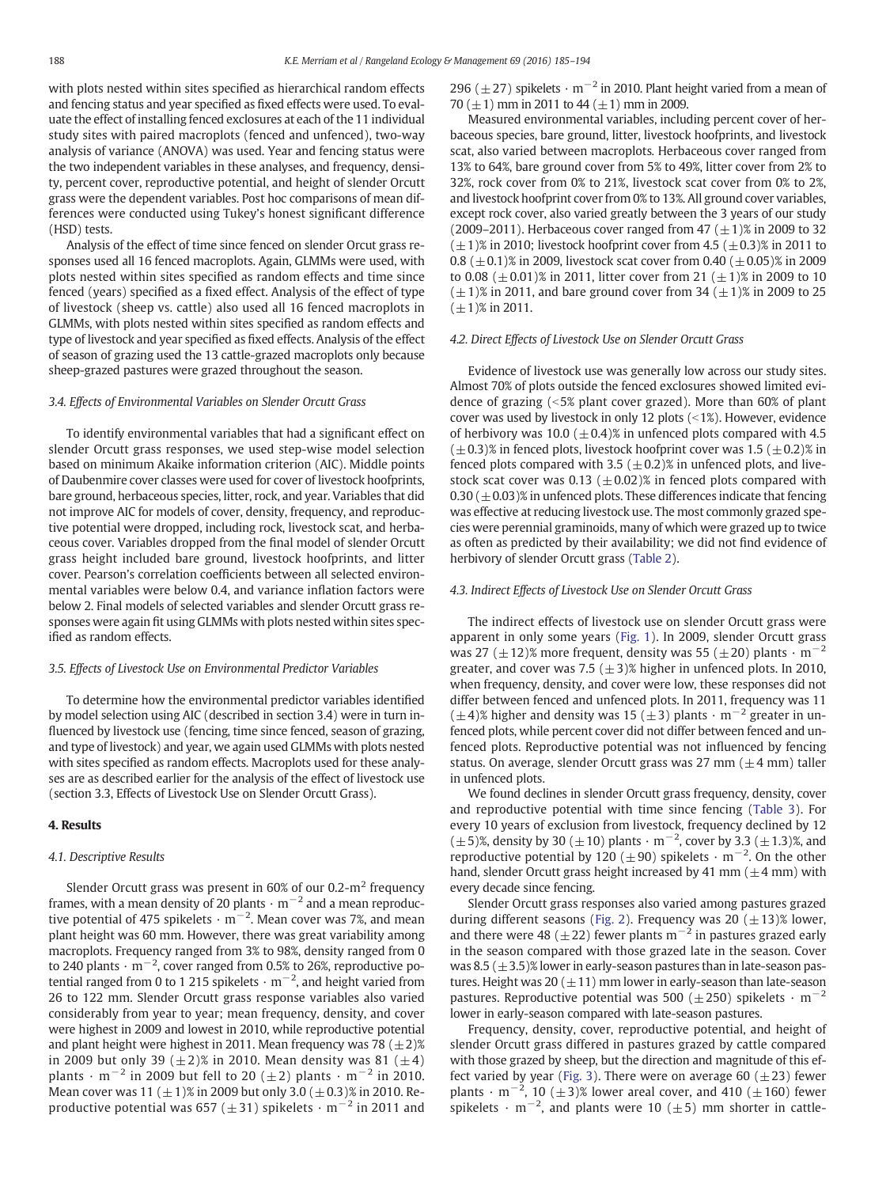with plots nested within sites specified as hierarchical random effects and fencing status and year specified as fixed effects were used. To evaluate the effect of installing fenced exclosures at each of the 11 individual study sites with paired macroplots (fenced and unfenced), two-way analysis of variance (ANOVA) was used. Year and fencing status were the two independent variables in these analyses, and frequency, density, percent cover, reproductive potential, and height of slender Orcutt grass were the dependent variables. Post hoc comparisons of mean differences were conducted using Tukey's honest significant difference (HSD) tests.

Analysis of the effect of time since fenced on slender Orcut grass responses used all 16 fenced macroplots. Again, GLMMs were used, with plots nested within sites specified as random effects and time since fenced (years) specified as a fixed effect. Analysis of the effect of type of livestock (sheep vs. cattle) also used all 16 fenced macroplots in GLMMs, with plots nested within sites specified as random effects and type of livestock and year specified as fixed effects. Analysis of the effect of season of grazing used the 13 cattle-grazed macroplots only because sheep-grazed pastures were grazed throughout the season.

### 3.4. Effects of Environmental Variables on Slender Orcutt Grass

To identify environmental variables that had a significant effect on slender Orcutt grass responses, we used step-wise model selection based on minimum Akaike information criterion (AIC). Middle points of Daubenmire cover classes were used for cover of livestock hoofprints, bare ground, herbaceous species, litter, rock, and year. Variables that did not improve AIC for models of cover, density, frequency, and reproductive potential were dropped, including rock, livestock scat, and herbaceous cover. Variables dropped from the final model of slender Orcutt grass height included bare ground, livestock hoofprints, and litter cover. Pearson's correlation coefficients between all selected environmental variables were below 0.4, and variance inflation factors were below 2. Final models of selected variables and slender Orcutt grass responses were again fit using GLMMs with plots nested within sites specified as random effects.

### 3.5. Effects of Livestock Use on Environmental Predictor Variables

To determine how the environmental predictor variables identified by model selection using AIC (described in section 3.4) were in turn influenced by livestock use (fencing, time since fenced, season of grazing, and type of livestock) and year, we again used GLMMs with plots nested with sites specified as random effects. Macroplots used for these analyses are as described earlier for the analysis of the effect of livestock use (section 3.3, Effects of Livestock Use on Slender Orcutt Grass).

## 4. Results

### 4.1. Descriptive Results

Slender Orcutt grass was present in 60% of our 0.2-$m^2$ frequency frames, with a mean density of 20 plants · $m^{-2}$ and a mean reproductive potential of 475 spikelets · $m^{-2}$. Mean cover was 7%, and mean plant height was 60 mm. However, there was great variability among macroplots. Frequency ranged from 3% to 98%, density ranged from 0 to 240 plants · $m^{-2}$, cover ranged from 0.5% to 26%, reproductive potential ranged from 0 to 1 215 spikelets · $m^{-2}$, and height varied from 26 to 122 mm. Slender Orcutt grass response variables also varied considerably from year to year; mean frequency, density, and cover were highest in 2009 and lowest in 2010, while reproductive potential and plant height were highest in 2011. Mean frequency was 78 ($\pm$2)% in 2009 but only 39 ($\pm$2)% in 2010. Mean density was 81 ($\pm$4) plants · $m^{-2}$ in 2009 but fell to 20 ($\pm$2) plants · $m^{-2}$ in 2010. Mean cover was 11 ($\pm$1)% in 2009 but only 3.0 ($\pm$0.3)% in 2010. Reproductive potential was 657 ($\pm$31) spikelets · $m^{-2}$ in 2011 and 296 ($\pm$27) spikelets · $m^{-2}$ in 2010. Plant height varied from a mean of 70 ($\pm$1) mm in 2011 to 44 ($\pm$1) mm in 2009.

Measured environmental variables, including percent cover of herbaceous species, bare ground, litter, livestock hoofprints, and livestock scat, also varied between macroplots. Herbaceous cover ranged from 13% to 64%, bare ground cover from 5% to 49%, litter cover from 2% to 32%, rock cover from 0% to 21%, livestock scat cover from 0% to 2%, and livestock hoofprint cover from 0% to 13%. All ground cover variables, except rock cover, also varied greatly between the 3 years of our study (2009–2011). Herbaceous cover ranged from 47 ($\pm$1)% in 2009 to 32 ($\pm$1)% in 2010; livestock hoofprint cover from 4.5 ($\pm$0.3)% in 2011 to 0.8 ($\pm$0.1)% in 2009, livestock scat cover from 0.40 ($\pm$0.05)% in 2009 to 0.08 ($\pm$0.01)% in 2011, litter cover from 21 ($\pm$1)% in 2009 to 10 ($\pm$1)% in 2011, and bare ground cover from 34 ($\pm$1)% in 2009 to 25 ($\pm$1)% in 2011.

### 4.2. Direct Effects of Livestock Use on Slender Orcutt Grass

Evidence of livestock use was generally low across our study sites. Almost 70% of plots outside the fenced exclosures showed limited evidence of grazing (<5% plant cover grazed). More than 60% of plant cover was used by livestock in only 12 plots (<1%). However, evidence of herbivory was 10.0 ($\pm$0.4)% in unfenced plots compared with 4.5 ($\pm$0.3)% in fenced plots, livestock hoofprint cover was 1.5 ($\pm$0.2)% in fenced plots compared with 3.5 ($\pm$0.2)% in unfenced plots, and livestock scat cover was 0.13 ($\pm$0.02)% in fenced plots compared with 0.30 ($\pm$0.03)% in unfenced plots. These differences indicate that fencing was effective at reducing livestock use. The most commonly grazed species were perennial graminoids, many of which were grazed up to twice as often as predicted by their availability; we did not find evidence of herbivory of slender Orcutt grass (Table 2).

### 4.3. Indirect Effects of Livestock Use on Slender Orcutt Grass

The indirect effects of livestock use on slender Orcutt grass were apparent in only some years (Fig. 1). In 2009, slender Orcutt grass was 27 ($\pm$12)% more frequent, density was 55 ($\pm$20) plants · $m^{-2}$ greater, and cover was 7.5 ($\pm$3)% higher in unfenced plots. In 2010, when frequency, density, and cover were low, these responses did not differ between fenced and unfenced plots. In 2011, frequency was 11 ($\pm$4)% higher and density was 15 ($\pm$3) plants · $m^{-2}$ greater in unfenced plots, while percent cover did not differ between fenced and unfenced plots. Reproductive potential was not influenced by fencing status. On average, slender Orcutt grass was 27 mm ($\pm$4 mm) taller in unfenced plots.

We found declines in slender Orcutt grass frequency, density, cover and reproductive potential with time since fencing (Table 3). For every 10 years of exclusion from livestock, frequency declined by 12 ($\pm$5)%, density by 30 ($\pm$10) plants · $m^{-2}$, cover by 3.3 ($\pm$1.3)%, and reproductive potential by 120 ($\pm$90) spikelets · $m^{-2}$. On the other hand, slender Orcutt grass height increased by 41 mm ($\pm$4 mm) with every decade since fencing.

Slender Orcutt grass responses also varied among pastures grazed during different seasons (Fig. 2). Frequency was 20 ($\pm$13)% lower, and there were 48 ($\pm$22) fewer plants $m^{-2}$ in pastures grazed early in the season compared with those grazed late in the season. Cover was 8.5 ($\pm$3.5)% lower in early-season pastures than in late-season pastures. Height was 20 ($\pm$11) mm lower in early-season than late-season pastures. Reproductive potential was 500 ($\pm$250) spikelets · $m^{-2}$ lower in early-season compared with late-season pastures.

Frequency, density, cover, reproductive potential, and height of slender Orcutt grass differed in pastures grazed by cattle compared with those grazed by sheep, but the direction and magnitude of this effect varied by year (Fig. 3). There were on average 60 ($\pm$23) fewer plants · $m^{-2}$, 10 ($\pm$3)% lower areal cover, and 410 ($\pm$160) fewer spikelets · $m^{-2}$, and plants were 10 ($\pm$5) mm shorter in cattle-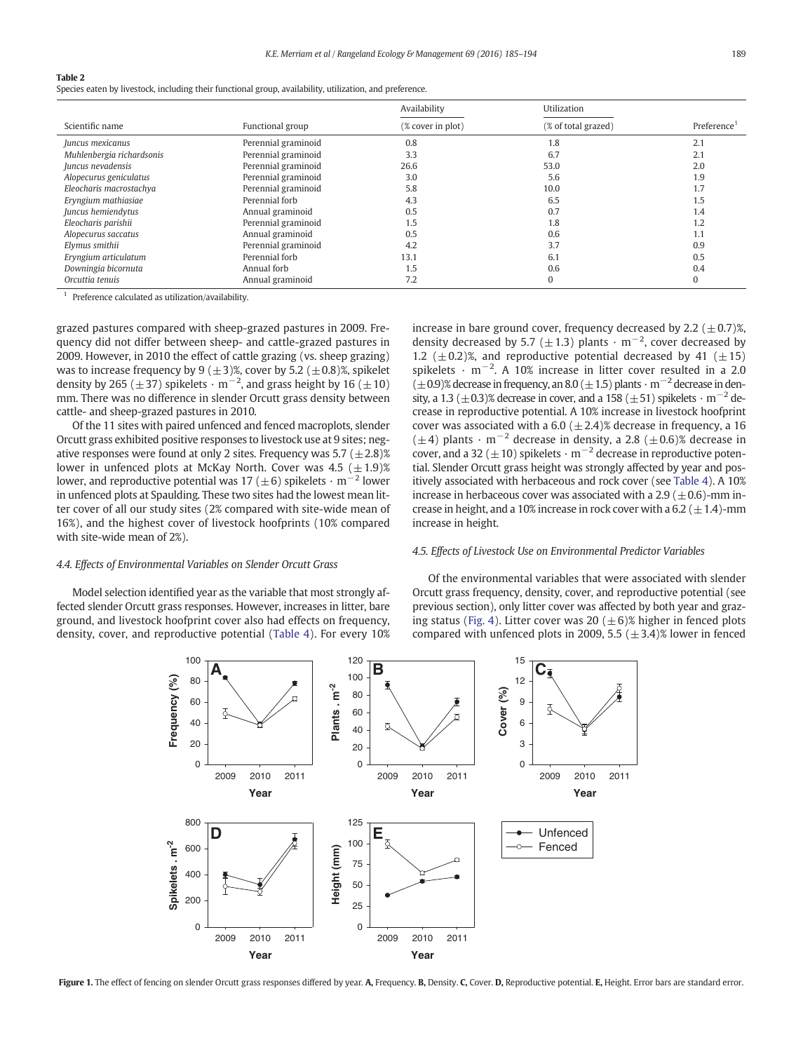**Table 2**
Species eaten by livestock, including their functional group, availability, utilization, and preference.

| Scientific name | Functional group | Availability (% cover in plot) | Utilization (% of total grazed) | Preference[1] |
|---|---|---|---|---|
| *Juncus mexicanus* | Perennial graminoid | 0.8 | 1.8 | 2.1 |
| *Muhlenbergia richardsonis* | Perennial graminoid | 3.3 | 6.7 | 2.1 |
| *Juncus nevadensis* | Perennial graminoid | 26.6 | 53.0 | 2.0 |
| *Alopecurus geniculatus* | Perennial graminoid | 3.0 | 5.6 | 1.9 |
| *Eleocharis macrostachya* | Perennial graminoid | 5.8 | 10.0 | 1.7 |
| *Eryngium mathiasiae* | Perennial forb | 4.3 | 6.5 | 1.5 |
| *Juncus hemiendytus* | Annual graminoid | 0.5 | 0.7 | 1.4 |
| *Eleocharis parishii* | Perennial graminoid | 1.5 | 1.8 | 1.2 |
| *Alopecurus saccatus* | Annual graminoid | 0.5 | 0.6 | 1.1 |
| *Elymus smithii* | Perennial graminoid | 4.2 | 3.7 | 0.9 |
| *Eryngium articulatum* | Perennial forb | 13.1 | 6.1 | 0.5 |
| *Downingia bicornuta* | Annual forb | 1.5 | 0.6 | 0.4 |
| *Orcuttia tenuis* | Annual graminoid | 7.2 | 0 | 0 |

[1] Preference calculated as utilization/availability.

grazed pastures compared with sheep-grazed pastures in 2009. Frequency did not differ between sheep- and cattle-grazed pastures in 2009. However, in 2010 the effect of cattle grazing (vs. sheep grazing) was to increase frequency by 9 ($\pm$3)%, cover by 5.2 ($\pm$0.8)%, spikelet density by 265 ($\pm$37) spikelets $\cdot$ $m^{-2}$, and grass height by 16 ($\pm$10) mm. There was no difference in slender Orcutt grass density between cattle- and sheep-grazed pastures in 2010.

Of the 11 sites with paired unfenced and fenced macroplots, slender Orcutt grass exhibited positive responses to livestock use at 9 sites; negative responses were found at only 2 sites. Frequency was 5.7 ($\pm$2.8)% lower in unfenced plots at McKay North. Cover was 4.5 ($\pm$1.9)% lower, and reproductive potential was 17 ($\pm$6) spikelets $\cdot$ $m^{-2}$ lower in unfenced plots at Spaulding. These two sites had the lowest mean litter cover of all our study sites (2% compared with site-wide mean of 16%), and the highest cover of livestock hoofprints (10% compared with site-wide mean of 2%).

### 4.4. Effects of Environmental Variables on Slender Orcutt Grass

Model selection identified year as the variable that most strongly affected slender Orcutt grass responses. However, increases in litter, bare ground, and livestock hoofprint cover also had effects on frequency, density, cover, and reproductive potential (Table 4). For every 10% increase in bare ground cover, frequency decreased by 2.2 ($\pm$0.7)%, density decreased by 5.7 ($\pm$1.3) plants $\cdot$ $m^{-2}$, cover decreased by 1.2 ($\pm$0.2)%, and reproductive potential decreased by 41 ($\pm$15) spikelets $\cdot$ $m^{-2}$. A 10% increase in litter cover resulted in a 2.0 ($\pm$0.9)% decrease in frequency, an 8.0 ($\pm$1.5) plants $\cdot$ $m^{-2}$ decrease in density, a 1.3 ($\pm$0.3)% decrease in cover, and a 158 ($\pm$51) spikelets $\cdot$ $m^{-2}$ decrease in reproductive potential. A 10% increase in livestock hoofprint cover was associated with a 6.0 ($\pm$2.4)% decrease in frequency, a 16 ($\pm$4) plants $\cdot$ $m^{-2}$ decrease in density, a 2.8 ($\pm$0.6)% decrease in cover, and a 32 ($\pm$10) spikelets $\cdot$ $m^{-2}$ decrease in reproductive potential. Slender Orcutt grass height was strongly affected by year and positively associated with herbaceous and rock cover (see Table 4). A 10% increase in herbaceous cover was associated with a 2.9 ($\pm$0.6)-mm increase in height, and a 10% increase in rock cover with a 6.2 ($\pm$1.4)-mm increase in height.

### 4.5. Effects of Livestock Use on Environmental Predictor Variables

Of the environmental variables that were associated with slender Orcutt grass frequency, density, cover, and reproductive potential (see previous section), only litter cover was affected by both year and grazing status (Fig. 4). Litter cover was 20 ($\pm$6)% higher in fenced plots compared with unfenced plots in 2009, 5.5 ($\pm$3.4)% lower in fenced

**Figure 1.** The effect of fencing on slender Orcutt grass responses differed by year. **A,** Frequency. **B,** Density. **C,** Cover. **D,** Reproductive potential. **E,** Height. Error bars are standard error.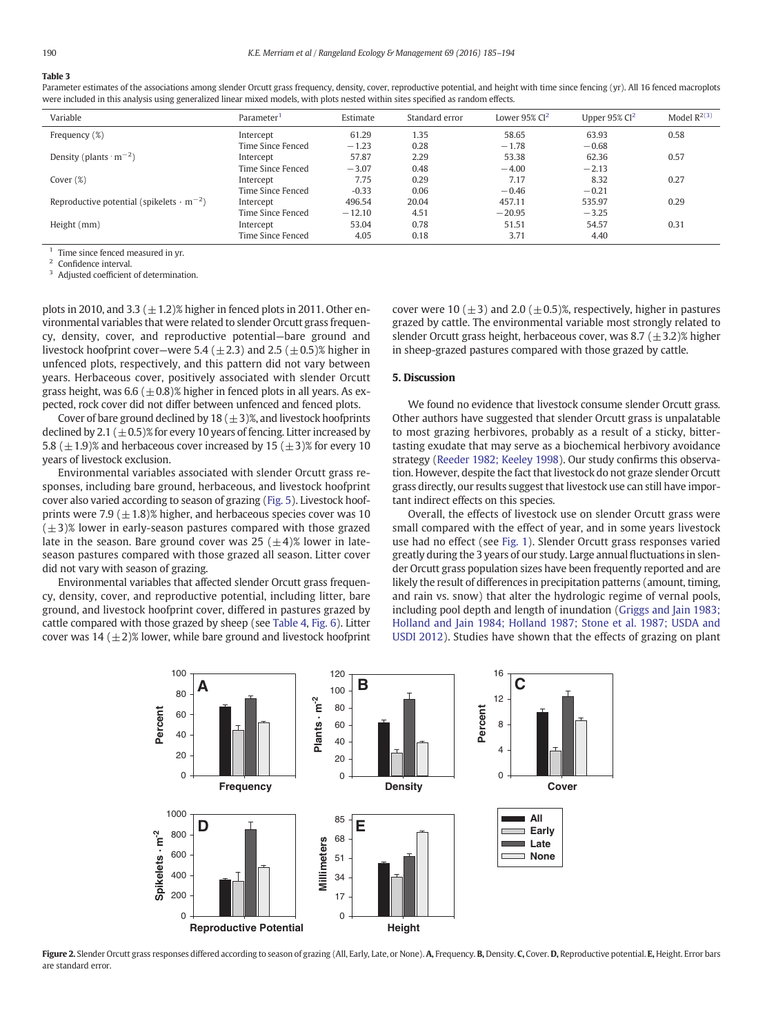**Table 3**

Parameter estimates of the associations among slender Orcutt grass frequency, density, cover, reproductive potential, and height with time since fencing (yr). All 16 fenced macroplots were included in this analysis using generalized linear mixed models, with plots nested within sites specified as random effects.

| Variable | Parameter[1] | Estimate | Standard error | Lower 95% CI[2] | Upper 95% CI[2] | Model $R^2$[3] |
|---|---|---|---|---|---|---|
| Frequency (%) | Intercept | 61.29 | 1.35 | 58.65 | 63.93 | 0.58 |
| | Time Since Fenced | −1.23 | 0.28 | −1.78 | −0.68 | |
| Density (plants · $m^{-2}$) | Intercept | 57.87 | 2.29 | 53.38 | 62.36 | 0.57 |
| | Time Since Fenced | −3.07 | 0.48 | −4.00 | −2.13 | |
| Cover (%) | Intercept | 7.75 | 0.29 | 7.17 | 8.32 | 0.27 |
| | Time Since Fenced | -0.33 | 0.06 | −0.46 | −0.21 | |
| Reproductive potential (spikelets · $m^{-2}$) | Intercept | 496.54 | 20.04 | 457.11 | 535.97 | 0.29 |
| | Time Since Fenced | −12.10 | 4.51 | −20.95 | −3.25 | |
| Height (mm) | Intercept | 53.04 | 0.78 | 51.51 | 54.57 | 0.31 |
| | Time Since Fenced | 4.05 | 0.18 | 3.71 | 4.40 | |

[1] Time since fenced measured in yr.
[2] Confidence interval.
[3] Adjusted coefficient of determination.

plots in 2010, and 3.3 (±1.2)% higher in fenced plots in 2011. Other environmental variables that were related to slender Orcutt grass frequency, density, cover, and reproductive potential—bare ground and livestock hoofprint cover—were 5.4 (±2.3) and 2.5 (±0.5)% higher in unfenced plots, respectively, and this pattern did not vary between years. Herbaceous cover, positively associated with slender Orcutt grass height, was 6.6 (±0.8)% higher in fenced plots in all years. As expected, rock cover did not differ between unfenced and fenced plots.

Cover of bare ground declined by 18 (±3)%, and livestock hoofprints declined by 2.1 (±0.5)% for every 10 years of fencing. Litter increased by 5.8 (±1.9)% and herbaceous cover increased by 15 (±3)% for every 10 years of livestock exclusion.

Environmental variables associated with slender Orcutt grass responses, including bare ground, herbaceous, and livestock hoofprint cover also varied according to season of grazing (Fig. 5). Livestock hoofprints were 7.9 (±1.8)% higher, and herbaceous species cover was 10 (±3)% lower in early-season pastures compared with those grazed late in the season. Bare ground cover was 25 (±4)% lower in late-season pastures compared with those grazed all season. Litter cover did not vary with season of grazing.

Environmental variables that affected slender Orcutt grass frequency, density, cover, and reproductive potential, including litter, bare ground, and livestock hoofprint cover, differed in pastures grazed by cattle compared with those grazed by sheep (see Table 4, Fig. 6). Litter cover was 14 (±2)% lower, while bare ground and livestock hoofprint cover were 10 (±3) and 2.0 (±0.5)%, respectively, higher in pastures grazed by cattle. The environmental variable most strongly related to slender Orcutt grass height, herbaceous cover, was 8.7 (±3.2)% higher in sheep-grazed pastures compared with those grazed by cattle.

## 5. Discussion

We found no evidence that livestock consume slender Orcutt grass. Other authors have suggested that slender Orcutt grass is unpalatable to most grazing herbivores, probably as a result of a sticky, bitter-tasting exudate that may serve as a biochemical herbivory avoidance strategy (Reeder 1982; Keeley 1998). Our study confirms this observation. However, despite the fact that livestock do not graze slender Orcutt grass directly, our results suggest that livestock use can still have important indirect effects on this species.

Overall, the effects of livestock use on slender Orcutt grass were small compared with the effect of year, and in some years livestock use had no effect (see Fig. 1). Slender Orcutt grass responses varied greatly during the 3 years of our study. Large annual fluctuations in slender Orcutt grass population sizes have been frequently reported and are likely the result of differences in precipitation patterns (amount, timing, and rain vs. snow) that alter the hydrologic regime of vernal pools, including pool depth and length of inundation (Griggs and Jain 1983; Holland and Jain 1984; Holland 1987; Stone et al. 1987; USDA and USDI 2012). Studies have shown that the effects of grazing on plant

**Figure 2.** Slender Orcutt grass responses differed according to season of grazing (All, Early, Late, or None). **A,** Frequency. **B,** Density. **C,** Cover. **D,** Reproductive potential. **E,** Height. Error bars are standard error.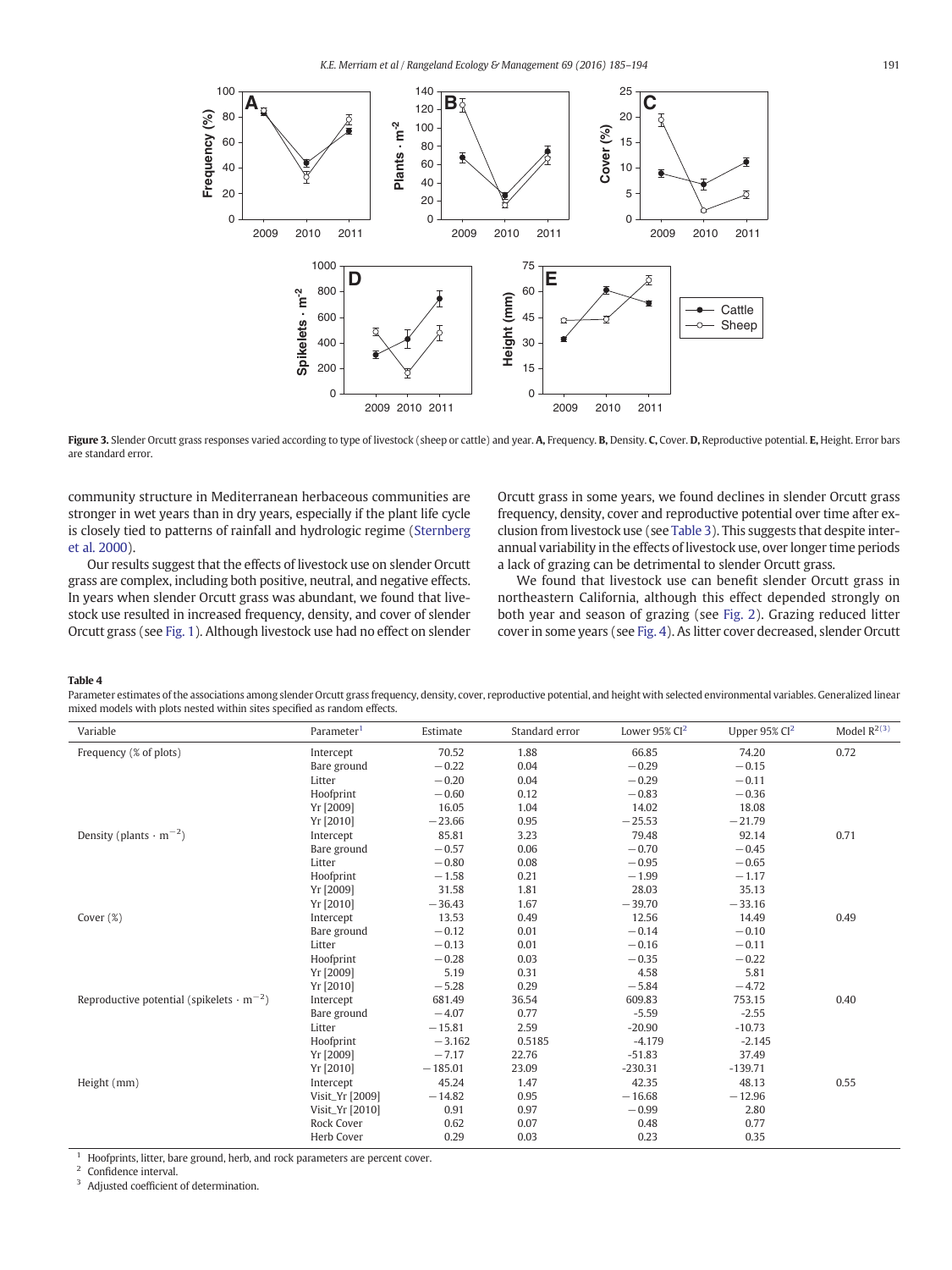Figure 3. Slender Orcutt grass responses varied according to type of livestock (sheep or cattle) and year. A, Frequency. B, Density. C, Cover. D, Reproductive potential. E, Height. Error bars are standard error.

community structure in Mediterranean herbaceous communities are stronger in wet years than in dry years, especially if the plant life cycle is closely tied to patterns of rainfall and hydrologic regime (Sternberg et al. 2000).

Our results suggest that the effects of livestock use on slender Orcutt grass are complex, including both positive, neutral, and negative effects. In years when slender Orcutt grass was abundant, we found that livestock use resulted in increased frequency, density, and cover of slender Orcutt grass (see Fig. 1). Although livestock use had no effect on slender Orcutt grass in some years, we found declines in slender Orcutt grass frequency, density, cover and reproductive potential over time after exclusion from livestock use (see Table 3). This suggests that despite interannual variability in the effects of livestock use, over longer time periods a lack of grazing can be detrimental to slender Orcutt grass.

We found that livestock use can benefit slender Orcutt grass in northeastern California, although this effect depended strongly on both year and season of grazing (see Fig. 2). Grazing reduced litter cover in some years (see Fig. 4). As litter cover decreased, slender Orcutt

**Table 4**

Parameter estimates of the associations among slender Orcutt grass frequency, density, cover, reproductive potential, and height with selected environmental variables. Generalized linear mixed models with plots nested within sites specified as random effects.

| Variable | Parameter[1] | Estimate | Standard error | Lower 95% CI[2] | Upper 95% CI[2] | Model $R^2$[3] |
|---|---|---|---|---|---|---|
| Frequency (% of plots) | Intercept | 70.52 | 1.88 | 66.85 | 74.20 | 0.72 |
| | Bare ground | −0.22 | 0.04 | −0.29 | −0.15 | |
| | Litter | −0.20 | 0.04 | −0.29 | −0.11 | |
| | Hoofprint | −0.60 | 0.12 | −0.83 | −0.36 | |
| | Yr [2009] | 16.05 | 1.04 | 14.02 | 18.08 | |
| | Yr [2010] | −23.66 | 0.95 | −25.53 | −21.79 | |
| Density (plants · $m^{-2}$) | Intercept | 85.81 | 3.23 | 79.48 | 92.14 | 0.71 |
| | Bare ground | −0.57 | 0.06 | −0.70 | −0.45 | |
| | Litter | −0.80 | 0.08 | −0.95 | −0.65 | |
| | Hoofprint | −1.58 | 0.21 | −1.99 | −1.17 | |
| | Yr [2009] | 31.58 | 1.81 | 28.03 | 35.13 | |
| | Yr [2010] | −36.43 | 1.67 | −39.70 | −33.16 | |
| Cover (%) | Intercept | 13.53 | 0.49 | 12.56 | 14.49 | 0.49 |
| | Bare ground | −0.12 | 0.01 | −0.14 | −0.10 | |
| | Litter | −0.13 | 0.01 | −0.16 | −0.11 | |
| | Hoofprint | −0.28 | 0.03 | −0.35 | −0.22 | |
| | Yr [2009] | 5.19 | 0.31 | 4.58 | 5.81 | |
| | Yr [2010] | −5.28 | 0.29 | −5.84 | −4.72 | |
| Reproductive potential (spikelets · $m^{-2}$) | Intercept | 681.49 | 36.54 | 609.83 | 753.15 | 0.40 |
| | Bare ground | −4.07 | 0.77 | -5.59 | -2.55 | |
| | Litter | −15.81 | 2.59 | -20.90 | -10.73 | |
| | Hoofprint | −3.162 | 0.5185 | -4.179 | -2.145 | |
| | Yr [2009] | −7.17 | 22.76 | -51.83 | 37.49 | |
| | Yr [2010] | −185.01 | 23.09 | -230.31 | -139.71 | |
| Height (mm) | Intercept | 45.24 | 1.47 | 42.35 | 48.13 | 0.55 |
| | Visit_Yr [2009] | −14.82 | 0.95 | −16.68 | −12.96 | |
| | Visit_Yr [2010] | 0.91 | 0.97 | −0.99 | 2.80 | |
| | Rock Cover | 0.62 | 0.07 | 0.48 | 0.77 | |
| | Herb Cover | 0.29 | 0.03 | 0.23 | 0.35 | |

[1] Hoofprints, litter, bare ground, herb, and rock parameters are percent cover.

[2] Confidence interval.

[3] Adjusted coefficient of determination.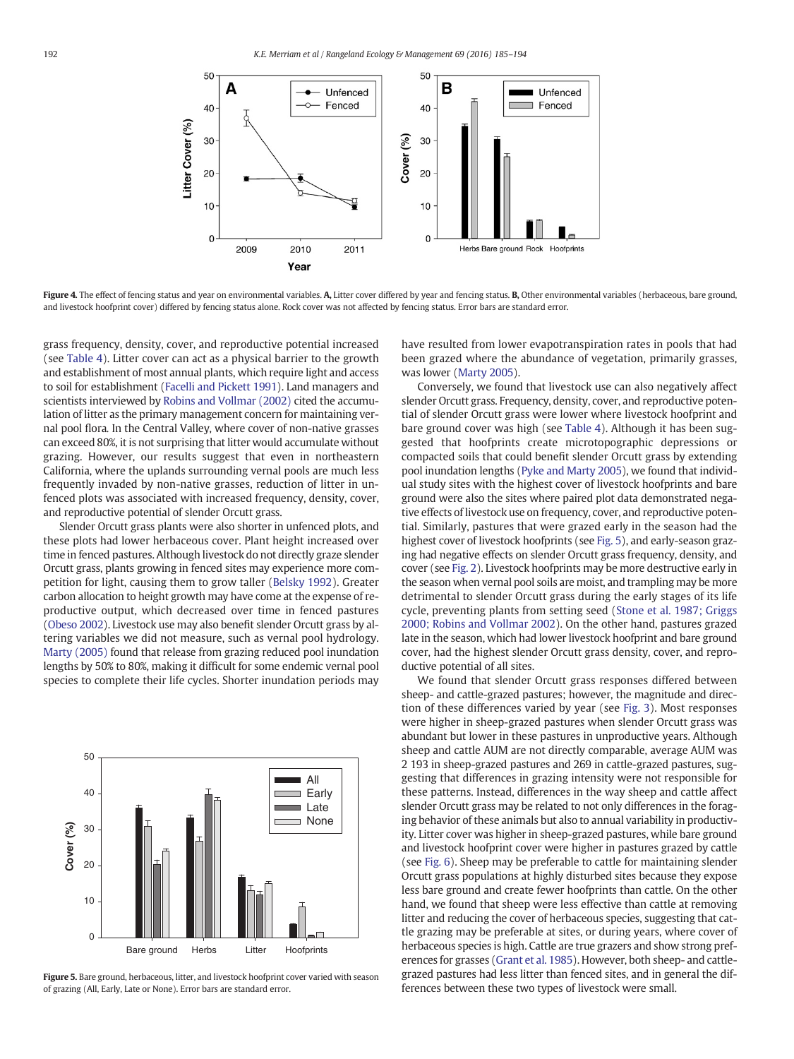Figure 4. The effect of fencing status and year on environmental variables. A, Litter cover differed by year and fencing status. B, Other environmental variables (herbaceous, bare ground, and livestock hoofprint cover) differed by fencing status alone. Rock cover was not affected by fencing status. Error bars are standard error.

grass frequency, density, cover, and reproductive potential increased (see Table 4). Litter cover can act as a physical barrier to the growth and establishment of most annual plants, which require light and access to soil for establishment (Facelli and Pickett 1991). Land managers and scientists interviewed by Robins and Vollmar (2002) cited the accumulation of litter as the primary management concern for maintaining vernal pool flora. In the Central Valley, where cover of non-native grasses can exceed 80%, it is not surprising that litter would accumulate without grazing. However, our results suggest that even in northeastern California, where the uplands surrounding vernal pools are much less frequently invaded by non-native grasses, reduction of litter in unfenced plots was associated with increased frequency, density, cover, and reproductive potential of slender Orcutt grass.

Slender Orcutt grass plants were also shorter in unfenced plots, and these plots had lower herbaceous cover. Plant height increased over time in fenced pastures. Although livestock do not directly graze slender Orcutt grass, plants growing in fenced sites may experience more competition for light, causing them to grow taller (Belsky 1992). Greater carbon allocation to height growth may have come at the expense of reproductive output, which decreased over time in fenced pastures (Obeso 2002). Livestock use may also benefit slender Orcutt grass by altering variables we did not measure, such as vernal pool hydrology. Marty (2005) found that release from grazing reduced pool inundation lengths by 50% to 80%, making it difficult for some endemic vernal pool species to complete their life cycles. Shorter inundation periods may have resulted from lower evapotranspiration rates in pools that had been grazed where the abundance of vegetation, primarily grasses, was lower (Marty 2005).

Conversely, we found that livestock use can also negatively affect slender Orcutt grass. Frequency, density, cover, and reproductive potential of slender Orcutt grass were lower where livestock hoofprint and bare ground cover was high (see Table 4). Although it has been suggested that hoofprints create microtopographic depressions or compacted soils that could benefit slender Orcutt grass by extending pool inundation lengths (Pyke and Marty 2005), we found that individual study sites with the highest cover of livestock hoofprints and bare ground were also the sites where paired plot data demonstrated negative effects of livestock use on frequency, cover, and reproductive potential. Similarly, pastures that were grazed early in the season had the highest cover of livestock hoofprints (see Fig. 5), and early-season grazing had negative effects on slender Orcutt grass frequency, density, and cover (see Fig. 2). Livestock hoofprints may be more destructive early in the season when vernal pool soils are moist, and trampling may be more detrimental to slender Orcutt grass during the early stages of its life cycle, preventing plants from setting seed (Stone et al. 1987; Griggs 2000; Robins and Vollmar 2002). On the other hand, pastures grazed late in the season, which had lower livestock hoofprint and bare ground cover, had the highest slender Orcutt grass density, cover, and reproductive potential of all sites.

We found that slender Orcutt grass responses differed between sheep- and cattle-grazed pastures; however, the magnitude and direction of these differences varied by year (see Fig. 3). Most responses were higher in sheep-grazed pastures when slender Orcutt grass was abundant but lower in these pastures in unproductive years. Although sheep and cattle AUM are not directly comparable, average AUM was 2 193 in sheep-grazed pastures and 269 in cattle-grazed pastures, suggesting that differences in grazing intensity were not responsible for these patterns. Instead, differences in the way sheep and cattle affect slender Orcutt grass may be related to not only differences in the foraging behavior of these animals but also to annual variability in productivity. Litter cover was higher in sheep-grazed pastures, while bare ground and livestock hoofprint cover were higher in pastures grazed by cattle (see Fig. 6). Sheep may be preferable to cattle for maintaining slender Orcutt grass populations at highly disturbed sites because they expose less bare ground and create fewer hoofprints than cattle. On the other hand, we found that sheep were less effective than cattle at removing litter and reducing the cover of herbaceous species, suggesting that cattle grazing may be preferable at sites, or during years, where cover of herbaceous species is high. Cattle are true grazers and show strong preferences for grasses (Grant et al. 1985). However, both sheep- and cattle-grazed pastures had less litter than fenced sites, and in general the differences between these two types of livestock were small.

Figure 5. Bare ground, herbaceous, litter, and livestock hoofprint cover varied with season of grazing (All, Early, Late or None). Error bars are standard error.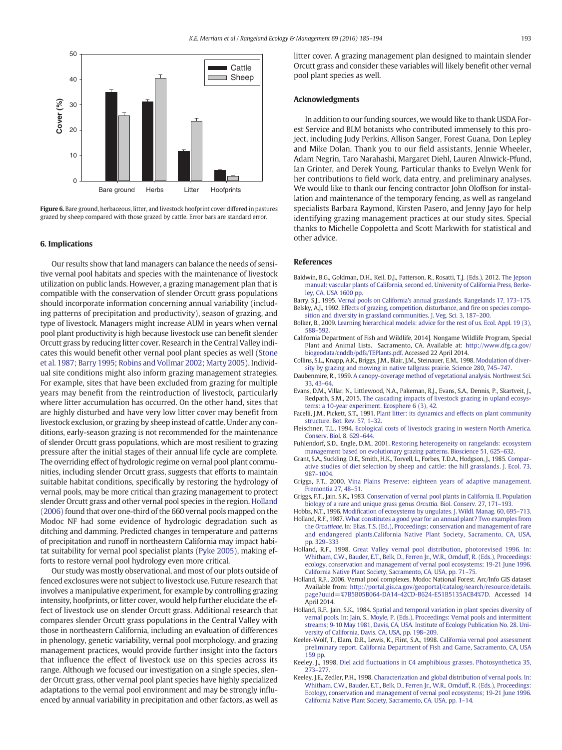Figure 6. Bare ground, herbaceous, litter, and livestock hoofprint cover differed in pastures grazed by sheep compared with those grazed by cattle. Error bars are standard error.

## 6. Implications

Our results show that land managers can balance the needs of sensitive vernal pool habitats and species with the maintenance of livestock utilization on public lands. However, a grazing management plan that is compatible with the conservation of slender Orcutt grass populations should incorporate information concerning annual variability (including patterns of precipitation and productivity), season of grazing, and type of livestock. Managers might increase AUM in years when vernal pool plant productivity is high because livestock use can benefit slender Orcutt grass by reducing litter cover. Research in the Central Valley indicates this would benefit other vernal pool plant species as well (Stone et al. 1987; Barry 1995; Robins and Vollmar 2002; Marty 2005). Individual site conditions might also inform grazing management strategies. For example, sites that have been excluded from grazing for multiple years may benefit from the reintroduction of livestock, particularly where litter accumulation has occurred. On the other hand, sites that are highly disturbed and have very low litter cover may benefit from livestock exclusion, or grazing by sheep instead of cattle. Under any conditions, early-season grazing is not recommended for the maintenance of slender Orcutt grass populations, which are most resilient to grazing pressure after the initial stages of their annual life cycle are complete. The overriding effect of hydrologic regime on vernal pool plant communities, including slender Orcutt grass, suggests that efforts to maintain suitable habitat conditions, specifically by restoring the hydrology of vernal pools, may be more critical than grazing management to protect slender Orcutt grass and other vernal pool species in the region. Holland (2006) found that over one-third of the 660 vernal pools mapped on the Modoc NF had some evidence of hydrologic degradation such as ditching and damming. Predicted changes in temperature and patterns of precipitation and runoff in northeastern California may impact habitat suitability for vernal pool specialist plants (Pyke 2005), making efforts to restore vernal pool hydrology even more critical.

Our study was mostly observational, and most of our plots outside of fenced exclosures were not subject to livestock use. Future research that involves a manipulative experiment, for example by controlling grazing intensity, hoofprints, or litter cover, would help further elucidate the effect of livestock use on slender Orcutt grass. Additional research that compares slender Orcutt grass populations in the Central Valley with those in northeastern California, including an evaluation of differences in phenology, genetic variability, vernal pool morphology, and grazing management practices, would provide further insight into the factors that influence the effect of livestock use on this species across its range. Although we focused our investigation on a single species, slender Orcutt grass, other vernal pool plant species have highly specialized adaptations to the vernal pool environment and may be strongly influenced by annual variability in precipitation and other factors, as well as litter cover. A grazing management plan designed to maintain slender Orcutt grass and consider these variables will likely benefit other vernal pool plant species as well.

## Acknowledgments

In addition to our funding sources, we would like to thank USDA Forest Service and BLM botanists who contributed immensely to this project, including Judy Perkins, Allison Sanger, Forest Guana, Don Lepley and Mike Dolan. Thank you to our field assistants, Jennie Wheeler, Adam Negrin, Taro Narahashi, Margaret Diehl, Lauren Alnwick-Pfund, Ian Grinter, and Derek Young. Particular thanks to Evelyn Wenk for her contributions to field work, data entry, and preliminary analyses. We would like to thank our fencing contractor John Oloffson for installation and maintenance of the temporary fencing, as well as rangeland specialists Barbara Raymond, Kirsten Pasero, and Jenny Jayo for help identifying grazing management practices at our study sites. Special thanks to Michelle Coppoletta and Scott Markwith for statistical and other advice.

## References

Baldwin, B.G., Goldman, D.H., Keil, D.J., Patterson, R., Rosatti, T.J. (Eds.), 2012. The Jepson manual: vascular plants of California, second ed. University of California Press, Berkeley, CA, USA 1600 pp.

Barry, S.J., 1995. Vernal pools on California's annual grasslands. Rangelands 17, 173–175.

Belsky, A.J., 1992. Effects of grazing, competition, disturbance, and fire on species composition and diversity in grassland communities. J. Veg. Sci. 3, 187–200.

Bolker, B., 2009. Learning hierarchical models: advice for the rest of us. Ecol. Appl. 19 (3), 588–592.

California Department of Fish and Wildlife, 2014]. Nongame Wildlife Program, Special Plant and Animal Lists. Sacramento, CA. Available at: http://www.dfg.ca.gov/biogeodata/cnddb/pdfs/TEPlants.pdf. Accessed 22 April 2014.

Collins, S.L., Knapp, A.K., Briggs, J.M., Blair, J.M., Steinauer, E.M., 1998. Modulation of diversity by grazing and mowing in native tallgrass prairie. Science 280, 745–747.

Daubenmire, R., 1959. A canopy-coverage method of vegetational analysis. Northwest Sci. 33, 43–64.

Evans, D.M., Villar, N., Littlewood, N.A., Pakeman, R.J., Evans, S.A., Dennis, P., Skartveit, J., Redpath, S.M., 2015. The cascading impacts of livestock grazing in upland ecosystems: a 10-year experiment. Ecosphere 6 (3), 42.

Facelli, J.M., Pickett, S.T., 1991. Plant litter: its dynamics and effects on plant community structure. Bot. Rev. 57, 1–32.

Fleischner, T.L., 1994. Ecological costs of livestock grazing in western North America. Conserv. Biol. 8, 629–644.

Fuhlendorf, S.D., Engle, D.M., 2001. Restoring heterogeneity on rangelands: ecosystem management based on evolutionary grazing patterns. Bioscience 51, 625–632.

Grant, S.A., Suckling, D.E., Smith, H.K., Torvell, L., Forbes, T.D.A., Hodgson, J., 1985. Comparative studies of diet selection by sheep and cattle: the hill grasslands. J. Ecol. 73, 987–1004.

Griggs, F.T., 2000. Vina Plains Preserve: eighteen years of adaptive management. Fremontia 27, 48–51.

Griggs, F.T., Jain, S.K., 1983. Conservation of vernal pool plants in California, II. Population biology of a rare and unique grass genus *Orcuttia*. Biol. Conserv. 27, 171–193.

Hobbs, N.T., 1996. Modification of ecosystems by ungulates. J. Wildl. Manag. 60, 695–713.

Holland, R.F., 1987. What constitutes a good year for an annual plant? Two examples from the *Orcuttieae*. In: Elias, T.S. (Ed.), Proceedings: conservation and management of rare and endangered plants.California Native Plant Society, Sacramento, CA, USA, pp. 329–333

Holland, R.F., 1998. Great Valley vernal pool distribution, photorevised 1996. In: Whitham, C.W., Bauder, E.T., Belk, D., Ferren Jr., W.R., Ornduff, R. (Eds.), Proceedings: ecology, conservation and management of vernal pool ecosystems; 19-21 June 1996. California Native Plant Society, Sacramento, CA, USA, pp. 71–75.

Holland, R.F., 2006. Vernal pool complexes. Modoc National Forest. Arc/Info GIS dataset Available from: http://portal.gis.ca.gov/geoportal/catalog/search/resource/details.page?uuid=%7B5B05B064-DA14-42CD-B624-E51B5135ACB4%7D. Accessed 14 April 2014.

Holland, R.F., Jain, S.K., 1984. Spatial and temporal variation in plant species diversity of vernal pools. In: Jain, S., Moyle, P. (Eds.), Proceedings: Vernal pools and intermittent streams; 9-10 May 1981, Davis, CA, USA. Institute of Ecology Publication No. 28. University of California, Davis, CA, USA, pp. 198–209.

Keeler-Wolf, T., Elam, D.R., Lewis, K., Flint, S.A., 1998. California vernal pool assessment preliminary report. California Department of Fish and Game, Sacramento, CA, USA 159 pp.

Keeley, J., 1998. Diel acid fluctuations in C4 amphibious grasses. Photosynthetica 35, 273–277.

Keeley, J.E., Zedler, P.H., 1998. Characterization and global distribution of vernal pools. In: Whitham, C.W., Bauder, E.T., Belk, D., Ferren Jr., W.R., Ornduff, R. (Eds.), Proceedings: Ecology, conservation and management of vernal pool ecosystems; 19-21 June 1996. California Native Plant Society, Sacramento, CA, USA, pp. 1–14.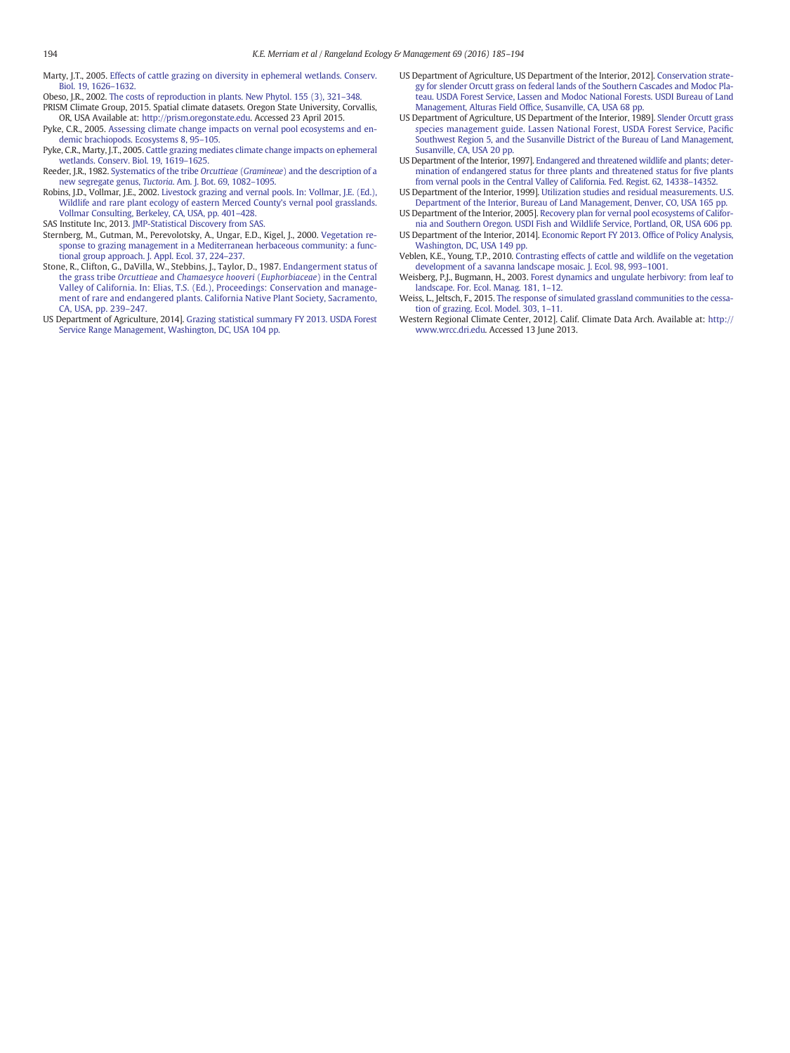Marty, J.T., 2005. Effects of cattle grazing on diversity in ephemeral wetlands. Conserv. Biol. 19, 1626–1632.

Obeso, J.R., 2002. The costs of reproduction in plants. New Phytol. 155 (3), 321–348.

PRISM Climate Group, 2015. Spatial climate datasets. Oregon State University, Corvallis, OR, USA Available at: http://prism.oregonstate.edu. Accessed 23 April 2015.

Pyke, C.R., 2005. Assessing climate change impacts on vernal pool ecosystems and endemic brachiopods. Ecosystems 8, 95–105.

Pyke, C.R., Marty, J.T., 2005. Cattle grazing mediates climate change impacts on ephemeral wetlands. Conserv. Biol. 19, 1619–1625.

Reeder, J.R., 1982. Systematics of the tribe *Orcuttieae* (*Gramineae*) and the description of a new segregate genus, *Tuctoria*. Am. J. Bot. 69, 1082–1095.

Robins, J.D., Vollmar, J.E., 2002. Livestock grazing and vernal pools. In: Vollmar, J.E. (Ed.), Wildlife and rare plant ecology of eastern Merced County's vernal pool grasslands. Vollmar Consulting, Berkeley, CA, USA, pp. 401–428.

SAS Institute Inc, 2013. JMP-Statistical Discovery from SAS.

Sternberg, M., Gutman, M., Perevolotsky, A., Ungar, E.D., Kigel, J., 2000. Vegetation response to grazing management in a Mediterranean herbaceous community: a functional group approach. J. Appl. Ecol. 37, 224–237.

Stone, R., Clifton, G., DaVilla, W., Stebbins, J., Taylor, D., 1987. Endangerment status of the grass tribe *Orcuttieae* and *Chamaesyce hooveri* (*Euphorbiaceae*) in the Central Valley of California. In: Elias, T.S. (Ed.), Proceedings: Conservation and management of rare and endangered plants. California Native Plant Society, Sacramento, CA, USA, pp. 239–247.

US Department of Agriculture, 2014]. Grazing statistical summary FY 2013. USDA Forest Service Range Management, Washington, DC, USA 104 pp.

US Department of Agriculture, US Department of the Interior, 2012]. Conservation strategy for slender Orcutt grass on federal lands of the Southern Cascades and Modoc Plateau. USDA Forest Service, Lassen and Modoc National Forests. USDI Bureau of Land Management, Alturas Field Office, Susanville, CA, USA 68 pp.

US Department of Agriculture, US Department of the Interior, 1989]. Slender Orcutt grass species management guide. Lassen National Forest, USDA Forest Service, Pacific Southwest Region 5, and the Susanville District of the Bureau of Land Management, Susanville, CA, USA 20 pp.

US Department of the Interior, 1997]. Endangered and threatened wildlife and plants; determination of endangered status for three plants and threatened status for five plants from vernal pools in the Central Valley of California. Fed. Regist. 62, 14338–14352.

US Department of the Interior, 1999]. Utilization studies and residual measurements. U.S. Department of the Interior, Bureau of Land Management, Denver, CO, USA 165 pp.

US Department of the Interior, 2005]. Recovery plan for vernal pool ecosystems of California and Southern Oregon. USDI Fish and Wildlife Service, Portland, OR, USA 606 pp.

US Department of the Interior, 2014]. Economic Report FY 2013. Office of Policy Analysis, Washington, DC, USA 149 pp.

Veblen, K.E., Young, T.P., 2010. Contrasting effects of cattle and wildlife on the vegetation development of a savanna landscape mosaic. J. Ecol. 98, 993–1001.

Weisberg, P.J., Bugmann, H., 2003. Forest dynamics and ungulate herbivory: from leaf to landscape. For. Ecol. Manag. 181, 1–12.

Weiss, L., Jeltsch, F., 2015. The response of simulated grassland communities to the cessation of grazing. Ecol. Model. 303, 1–11.

Western Regional Climate Center, 2012]. Calif. Climate Data Arch. Available at: http://www.wrcc.dri.edu. Accessed 13 June 2013.